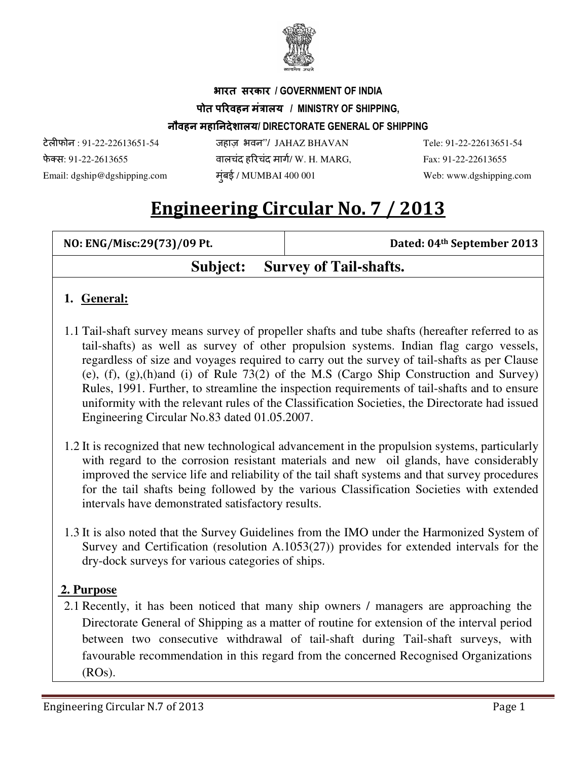**भारत सरकार / GOVERNMENT OF INDIA**

**पोत परिवहन मंत्रालय / MINISTRY OF SHIPPING,**

**नौवहन महानिदेशालय/ DIRECTORATE GENERAL OF SHIPPING**

| | | |
|---|---|---|
| टेलीफोन : 91-22-22613651-54 | जहाज़ भवन"/ JAHAZ BHAVAN | Tele: 91-22-22613651-54 |
| फेक्स: 91-22-2613655 | वालचंद हरिचंद मार्ग/ W. H. MARG, | Fax: 91-22-22613655 |
| Email: dgship@dgshipping.com | मुंबई / MUMBAI 400 001 | Web: www.dgshipping.com |

# Engineering Circular No. 7 / 2013

| **NO: ENG/Misc:29(73)/09 Pt.** | **Dated: 04th September 2013** |
|---|---|

## Subject: Survey of Tail-shafts.

### 1. General:

1.1 Tail-shaft survey means survey of propeller shafts and tube shafts (hereafter referred to as tail-shafts) as well as survey of other propulsion systems. Indian flag cargo vessels, regardless of size and voyages required to carry out the survey of tail-shafts as per Clause (e), (f), (g),(h)and (i) of Rule 73(2) of the M.S (Cargo Ship Construction and Survey) Rules, 1991. Further, to streamline the inspection requirements of tail-shafts and to ensure uniformity with the relevant rules of the Classification Societies, the Directorate had issued Engineering Circular No.83 dated 01.05.2007.

1.2 It is recognized that new technological advancement in the propulsion systems, particularly with regard to the corrosion resistant materials and new oil glands, have considerably improved the service life and reliability of the tail shaft systems and that survey procedures for the tail shafts being followed by the various Classification Societies with extended intervals have demonstrated satisfactory results.

1.3 It is also noted that the Survey Guidelines from the IMO under the Harmonized System of Survey and Certification (resolution A.1053(27)) provides for extended intervals for the dry-dock surveys for various categories of ships.

### 2. Purpose

2.1 Recently, it has been noticed that many ship owners / managers are approaching the Directorate General of Shipping as a matter of routine for extension of the interval period between two consecutive withdrawal of tail-shaft during Tail-shaft surveys, with favourable recommendation in this regard from the concerned Recognised Organizations (ROs).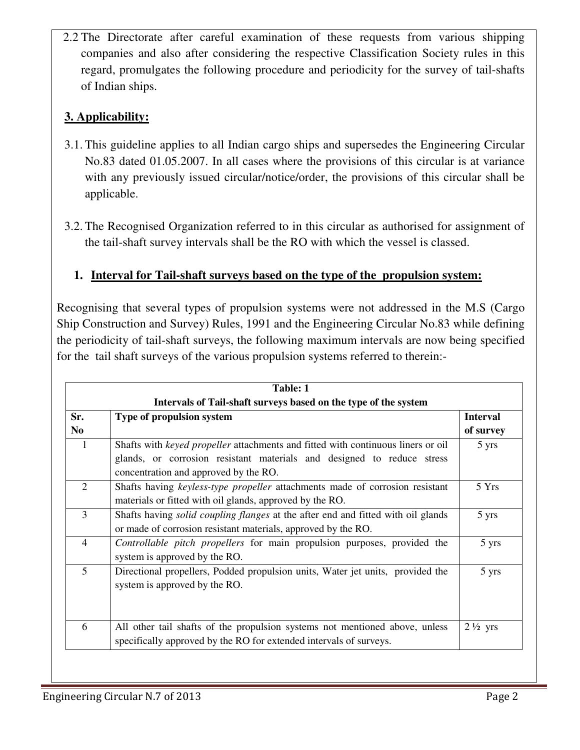2.2 The Directorate after careful examination of these requests from various shipping companies and also after considering the respective Classification Society rules in this regard, promulgates the following procedure and periodicity for the survey of tail-shafts of Indian ships.

## 3. Applicability:

3.1. This guideline applies to all Indian cargo ships and supersedes the Engineering Circular No.83 dated 01.05.2007. In all cases where the provisions of this circular is at variance with any previously issued circular/notice/order, the provisions of this circular shall be applicable.

3.2. The Recognised Organization referred to in this circular as authorised for assignment of the tail-shaft survey intervals shall be the RO with which the vessel is classed.

## 1. Interval for Tail-shaft surveys based on the type of the propulsion system:

Recognising that several types of propulsion systems were not addressed in the M.S (Cargo Ship Construction and Survey) Rules, 1991 and the Engineering Circular No.83 while defining the periodicity of tail-shaft surveys, the following maximum intervals are now being specified for the tail shaft surveys of the various propulsion systems referred to therein:-

**Table: 1**
**Intervals of Tail-shaft surveys based on the type of the system**

| Sr. No | Type of propulsion system | Interval of survey |
|---|---|---|
| 1 | Shafts with *keyed propeller* attachments and fitted with continuous liners or oil glands, or corrosion resistant materials and designed to reduce stress concentration and approved by the RO. | 5 yrs |
| 2 | Shafts having *keyless-type propeller* attachments made of corrosion resistant materials or fitted with oil glands, approved by the RO. | 5 Yrs |
| 3 | Shafts having *solid coupling flanges* at the after end and fitted with oil glands or made of corrosion resistant materials, approved by the RO. | 5 yrs |
| 4 | *Controllable pitch propellers* for main propulsion purposes, provided the system is approved by the RO. | 5 yrs |
| 5 | Directional propellers, Podded propulsion units, Water jet units, provided the system is approved by the RO. | 5 yrs |
| 6 | All other tail shafts of the propulsion systems not mentioned above, unless specifically approved by the RO for extended intervals of surveys. | 2 ½ yrs |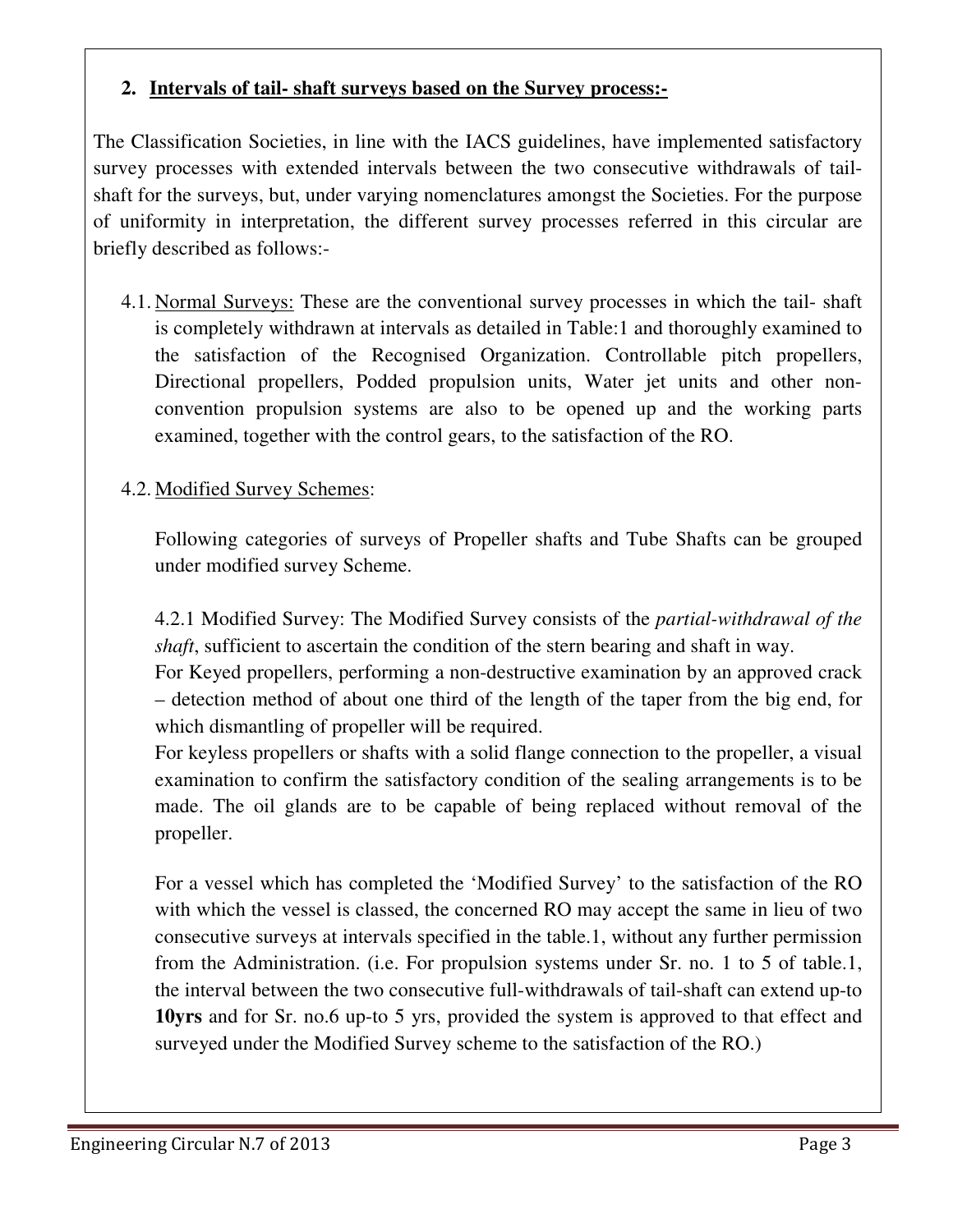## 2. Intervals of tail- shaft surveys based on the Survey process:-

The Classification Societies, in line with the IACS guidelines, have implemented satisfactory survey processes with extended intervals between the two consecutive withdrawals of tail-shaft for the surveys, but, under varying nomenclatures amongst the Societies. For the purpose of uniformity in interpretation, the different survey processes referred in this circular are briefly described as follows:-

4.1. Normal Surveys: These are the conventional survey processes in which the tail- shaft is completely withdrawn at intervals as detailed in Table:1 and thoroughly examined to the satisfaction of the Recognised Organization. Controllable pitch propellers, Directional propellers, Podded propulsion units, Water jet units and other non-convention propulsion systems are also to be opened up and the working parts examined, together with the control gears, to the satisfaction of the RO.

4.2. Modified Survey Schemes:

Following categories of surveys of Propeller shafts and Tube Shafts can be grouped under modified survey Scheme.

4.2.1 Modified Survey: The Modified Survey consists of the *partial-withdrawal of the shaft*, sufficient to ascertain the condition of the stern bearing and shaft in way.

For Keyed propellers, performing a non-destructive examination by an approved crack – detection method of about one third of the length of the taper from the big end, for which dismantling of propeller will be required.

For keyless propellers or shafts with a solid flange connection to the propeller, a visual examination to confirm the satisfactory condition of the sealing arrangements is to be made. The oil glands are to be capable of being replaced without removal of the propeller.

For a vessel which has completed the 'Modified Survey' to the satisfaction of the RO with which the vessel is classed, the concerned RO may accept the same in lieu of two consecutive surveys at intervals specified in the table.1, without any further permission from the Administration. (i.e. For propulsion systems under Sr. no. 1 to 5 of table.1, the interval between the two consecutive full-withdrawals of tail-shaft can extend up-to **10yrs** and for Sr. no.6 up-to 5 yrs, provided the system is approved to that effect and surveyed under the Modified Survey scheme to the satisfaction of the RO.)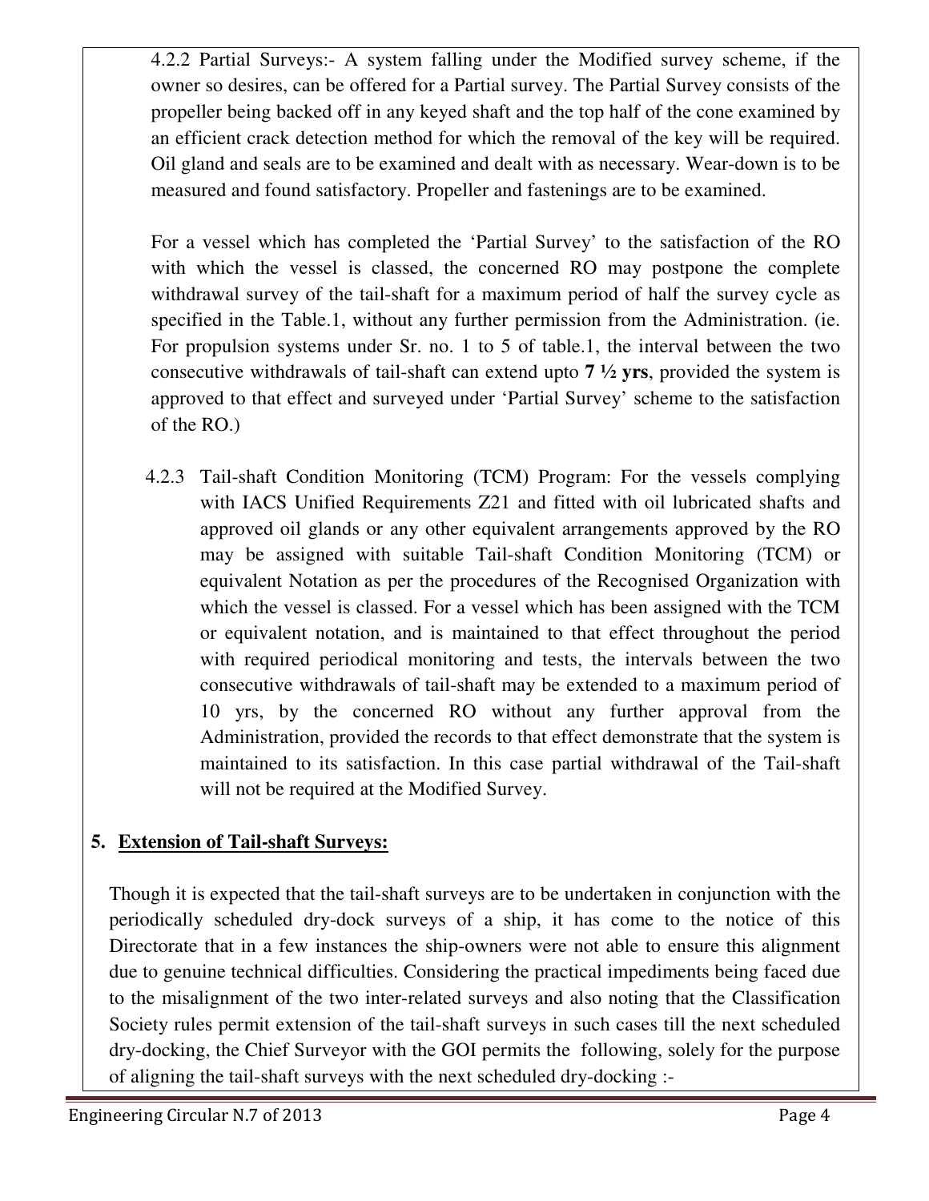4.2.2 Partial Surveys:- A system falling under the Modified survey scheme, if the owner so desires, can be offered for a Partial survey. The Partial Survey consists of the propeller being backed off in any keyed shaft and the top half of the cone examined by an efficient crack detection method for which the removal of the key will be required. Oil gland and seals are to be examined and dealt with as necessary. Wear-down is to be measured and found satisfactory. Propeller and fastenings are to be examined.

For a vessel which has completed the 'Partial Survey' to the satisfaction of the RO with which the vessel is classed, the concerned RO may postpone the complete withdrawal survey of the tail-shaft for a maximum period of half the survey cycle as specified in the Table.1, without any further permission from the Administration. (ie. For propulsion systems under Sr. no. 1 to 5 of table.1, the interval between the two consecutive withdrawals of tail-shaft can extend upto **7 ½ yrs**, provided the system is approved to that effect and surveyed under 'Partial Survey' scheme to the satisfaction of the RO.)

4.2.3 Tail-shaft Condition Monitoring (TCM) Program: For the vessels complying with IACS Unified Requirements Z21 and fitted with oil lubricated shafts and approved oil glands or any other equivalent arrangements approved by the RO may be assigned with suitable Tail-shaft Condition Monitoring (TCM) or equivalent Notation as per the procedures of the Recognised Organization with which the vessel is classed. For a vessel which has been assigned with the TCM or equivalent notation, and is maintained to that effect throughout the period with required periodical monitoring and tests, the intervals between the two consecutive withdrawals of tail-shaft may be extended to a maximum period of 10 yrs, by the concerned RO without any further approval from the Administration, provided the records to that effect demonstrate that the system is maintained to its satisfaction. In this case partial withdrawal of the Tail-shaft will not be required at the Modified Survey.

## 5. Extension of Tail-shaft Surveys:

Though it is expected that the tail-shaft surveys are to be undertaken in conjunction with the periodically scheduled dry-dock surveys of a ship, it has come to the notice of this Directorate that in a few instances the ship-owners were not able to ensure this alignment due to genuine technical difficulties. Considering the practical impediments being faced due to the misalignment of the two inter-related surveys and also noting that the Classification Society rules permit extension of the tail-shaft surveys in such cases till the next scheduled dry-docking, the Chief Surveyor with the GOI permits the following, solely for the purpose of aligning the tail-shaft surveys with the next scheduled dry-docking :-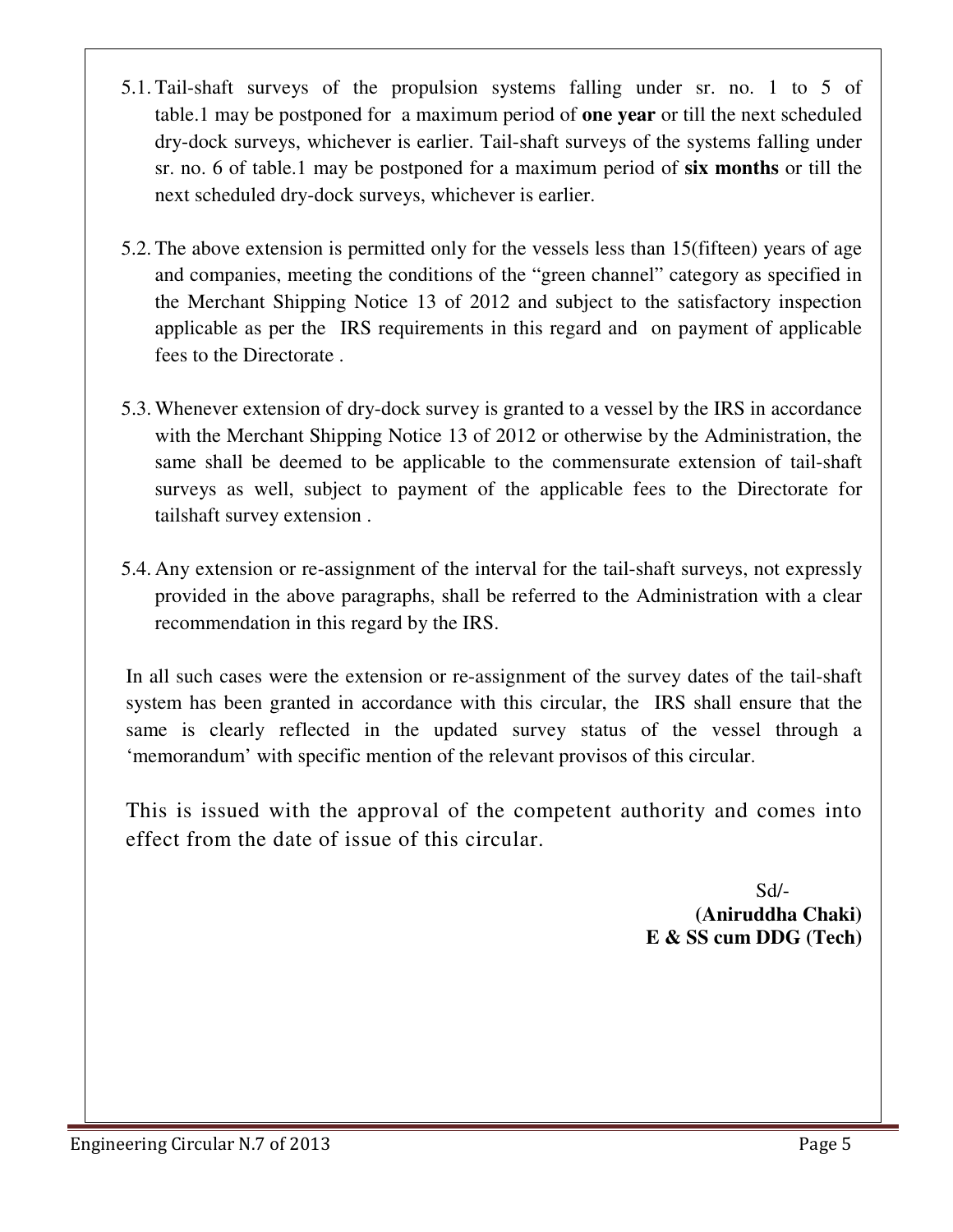5.1. Tail-shaft surveys of the propulsion systems falling under sr. no. 1 to 5 of table.1 may be postponed for a maximum period of **one year** or till the next scheduled dry-dock surveys, whichever is earlier. Tail-shaft surveys of the systems falling under sr. no. 6 of table.1 may be postponed for a maximum period of **six months** or till the next scheduled dry-dock surveys, whichever is earlier.

5.2. The above extension is permitted only for the vessels less than 15(fifteen) years of age and companies, meeting the conditions of the "green channel" category as specified in the Merchant Shipping Notice 13 of 2012 and subject to the satisfactory inspection applicable as per the IRS requirements in this regard and on payment of applicable fees to the Directorate .

5.3. Whenever extension of dry-dock survey is granted to a vessel by the IRS in accordance with the Merchant Shipping Notice 13 of 2012 or otherwise by the Administration, the same shall be deemed to be applicable to the commensurate extension of tail-shaft surveys as well, subject to payment of the applicable fees to the Directorate for tailshaft survey extension .

5.4. Any extension or re-assignment of the interval for the tail-shaft surveys, not expressly provided in the above paragraphs, shall be referred to the Administration with a clear recommendation in this regard by the IRS.

In all such cases were the extension or re-assignment of the survey dates of the tail-shaft system has been granted in accordance with this circular, the IRS shall ensure that the same is clearly reflected in the updated survey status of the vessel through a 'memorandum' with specific mention of the relevant provisos of this circular.

This is issued with the approval of the competent authority and comes into effect from the date of issue of this circular.

Sd/-

**(Aniruddha Chaki)**
**E & SS cum DDG (Tech)**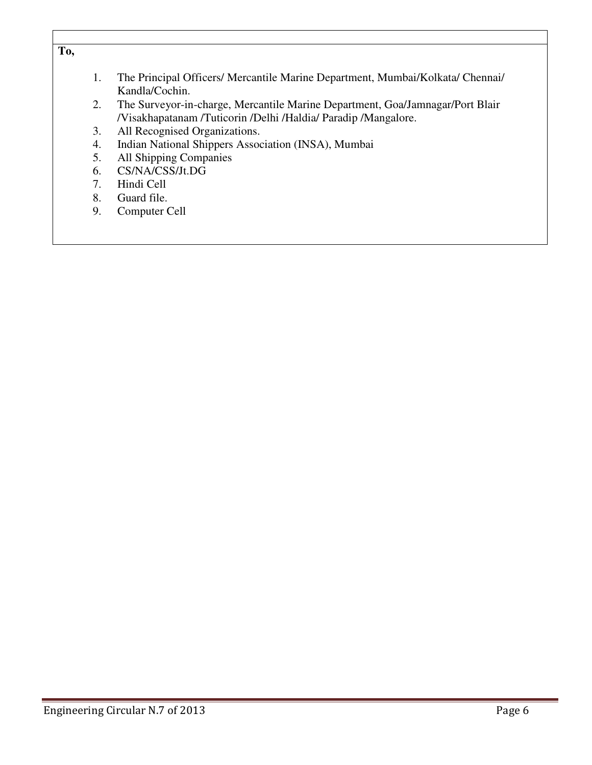**To,**

1. The Principal Officers/ Mercantile Marine Department, Mumbai/Kolkata/ Chennai/ Kandla/Cochin.
2. The Surveyor-in-charge, Mercantile Marine Department, Goa/Jamnagar/Port Blair /Visakhapatanam /Tuticorin /Delhi /Haldia/ Paradip /Mangalore.
3. All Recognised Organizations.
4. Indian National Shippers Association (INSA), Mumbai
5. All Shipping Companies
6. CS/NA/CSS/Jt.DG
7. Hindi Cell
8. Guard file.
9. Computer Cell